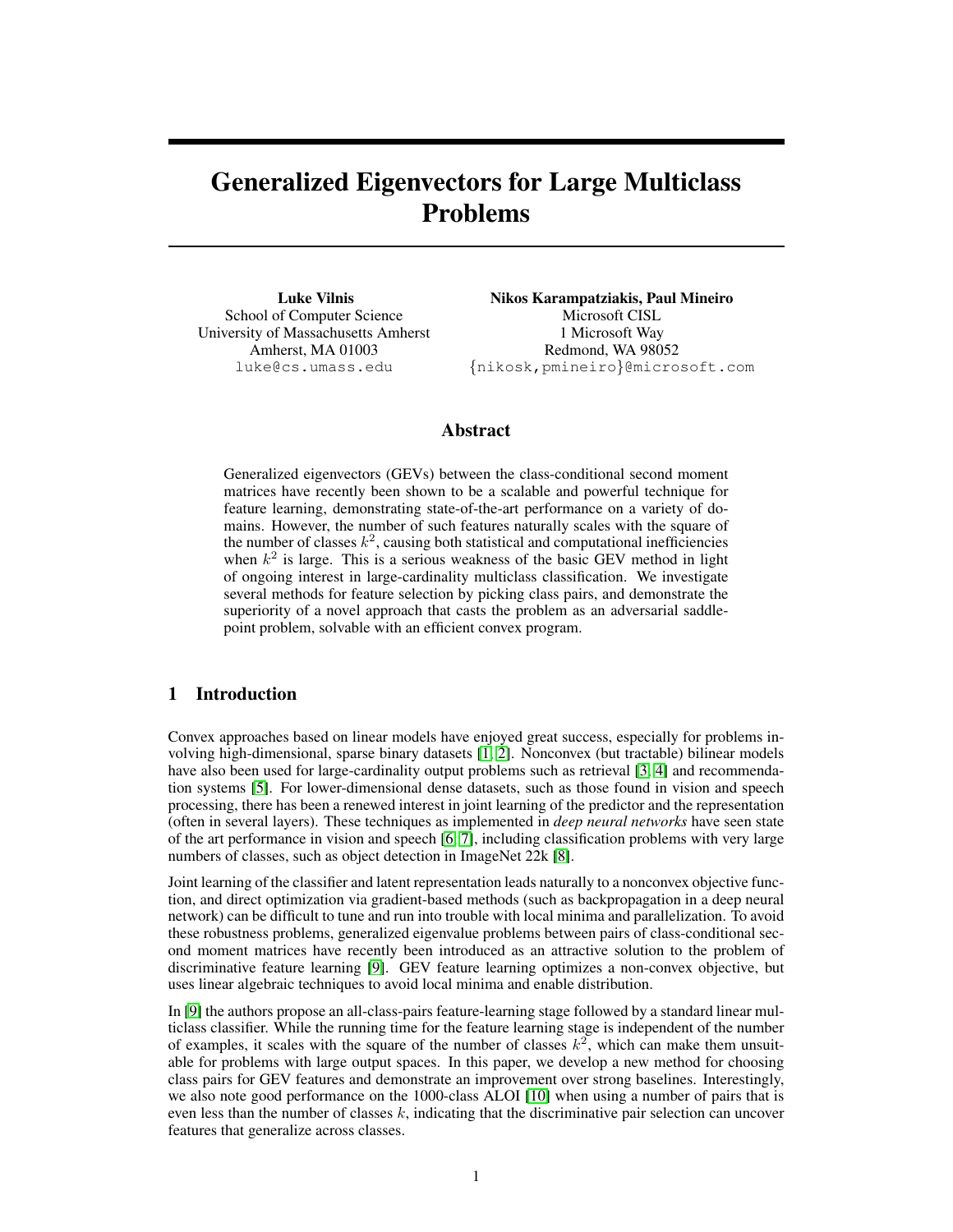# Generalized Eigenvectors for Large Multiclass Problems

**Luke Vilnis**
School of Computer Science
University of Massachusetts Amherst
Amherst, MA 01003
luke@cs.umass.edu

**Nikos Karampatziakis, Paul Mineiro**
Microsoft CISL
1 Microsoft Way
Redmond, WA 98052
{nikosk,pmineiro}@microsoft.com

## Abstract

Generalized eigenvectors (GEVs) between the class-conditional second moment matrices have recently been shown to be a scalable and powerful technique for feature learning, demonstrating state-of-the-art performance on a variety of domains. However, the number of such features naturally scales with the square of the number of classes $k^2$, causing both statistical and computational inefficiencies when $k^2$ is large. This is a serious weakness of the basic GEV method in light of ongoing interest in large-cardinality multiclass classification. We investigate several methods for feature selection by picking class pairs, and demonstrate the superiority of a novel approach that casts the problem as an adversarial saddle-point problem, solvable with an efficient convex program.

## 1 Introduction

Convex approaches based on linear models have enjoyed great success, especially for problems involving high-dimensional, sparse binary datasets [1, 2]. Nonconvex (but tractable) bilinear models have also been used for large-cardinality output problems such as retrieval [3, 4] and recommendation systems [5]. For lower-dimensional dense datasets, such as those found in vision and speech processing, there has been a renewed interest in joint learning of the predictor and the representation (often in several layers). These techniques as implemented in *deep neural networks* have seen state of the art performance in vision and speech [6, 7], including classification problems with very large numbers of classes, such as object detection in ImageNet 22k [8].

Joint learning of the classifier and latent representation leads naturally to a nonconvex objective function, and direct optimization via gradient-based methods (such as backpropagation in a deep neural network) can be difficult to tune and run into trouble with local minima and parallelization. To avoid these robustness problems, generalized eigenvalue problems between pairs of class-conditional second moment matrices have recently been introduced as an attractive solution to the problem of discriminative feature learning [9]. GEV feature learning optimizes a non-convex objective, but uses linear algebraic techniques to avoid local minima and enable distribution.

In [9] the authors propose an all-class-pairs feature-learning stage followed by a standard linear multiclass classifier. While the running time for the feature learning stage is independent of the number of examples, it scales with the square of the number of classes $k^2$, which can make them unsuitable for problems with large output spaces. In this paper, we develop a new method for choosing class pairs for GEV features and demonstrate an improvement over strong baselines. Interestingly, we also note good performance on the 1000-class ALOI [10] when using a number of pairs that is even less than the number of classes $k$, indicating that the discriminative pair selection can uncover features that generalize across classes.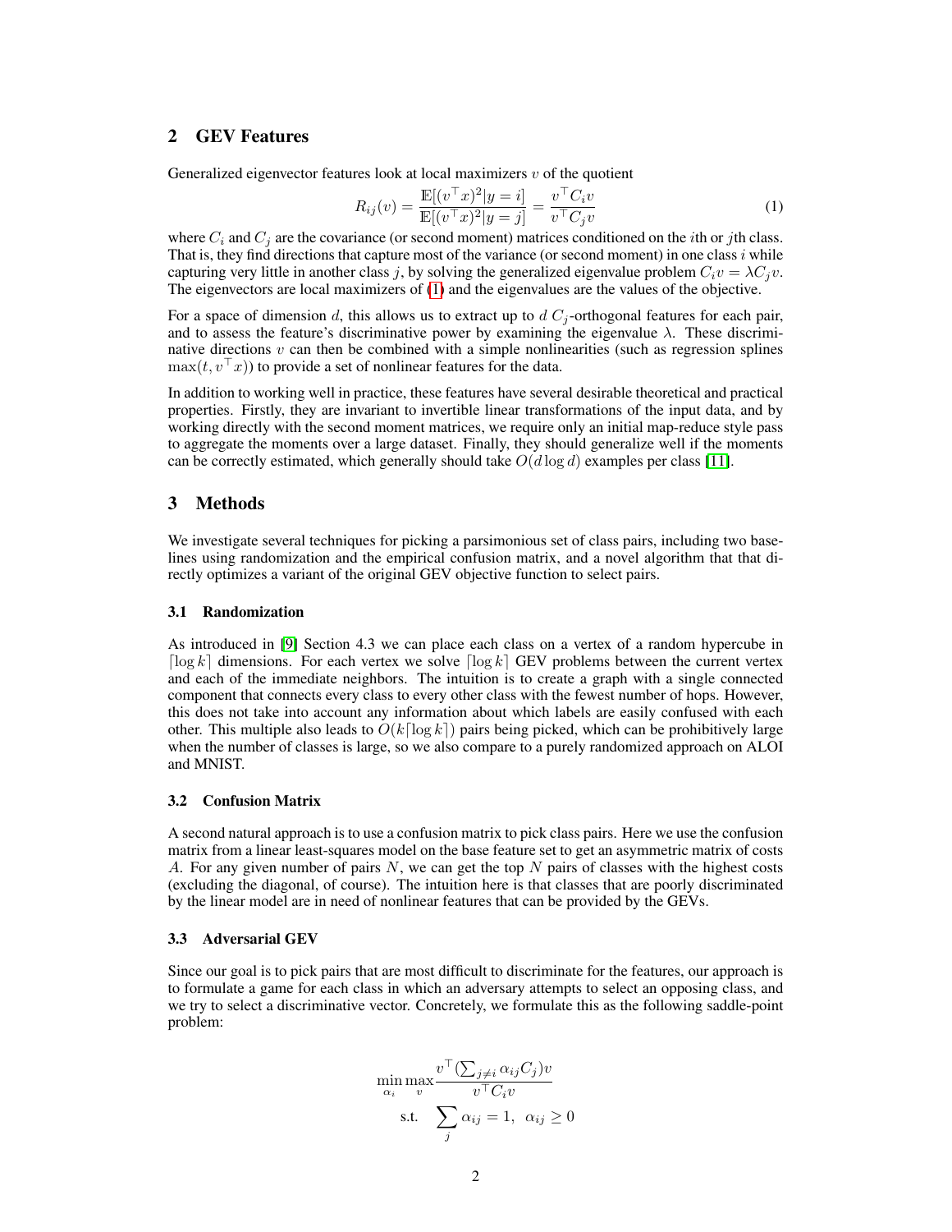## 2 GEV Features

Generalized eigenvector features look at local maximizers $v$ of the quotient

$$R_{ij}(v) = \frac{\mathbb{E}[(v^\top x)^2 | y = i]}{\mathbb{E}[(v^\top x)^2 | y = j]} = \frac{v^\top C_i v}{v^\top C_j v} \tag{1}$$

where $C_i$ and $C_j$ are the covariance (or second moment) matrices conditioned on the $i$th or $j$th class. That is, they find directions that capture most of the variance (or second moment) in one class $i$ while capturing very little in another class $j$, by solving the generalized eigenvalue problem $C_i v = \lambda C_j v$. The eigenvectors are local maximizers of (1) and the eigenvalues are the values of the objective.

For a space of dimension $d$, this allows us to extract up to $d$ $C_j$-orthogonal features for each pair, and to assess the feature's discriminative power by examining the eigenvalue $\lambda$. These discriminative directions $v$ can then be combined with a simple nonlinearities (such as regression splines $\max(t, v^\top x)$) to provide a set of nonlinear features for the data.

In addition to working well in practice, these features have several desirable theoretical and practical properties. Firstly, they are invariant to invertible linear transformations of the input data, and by working directly with the second moment matrices, we require only an initial map-reduce style pass to aggregate the moments over a large dataset. Finally, they should generalize well if the moments can be correctly estimated, which generally should take $O(d \log d)$ examples per class [11].

## 3 Methods

We investigate several techniques for picking a parsimonious set of class pairs, including two baselines using randomization and the empirical confusion matrix, and a novel algorithm that that directly optimizes a variant of the original GEV objective function to select pairs.

### 3.1 Randomization

As introduced in [9] Section 4.3 we can place each class on a vertex of a random hypercube in $\lceil \log k \rceil$ dimensions. For each vertex we solve $\lceil \log k \rceil$ GEV problems between the current vertex and each of the immediate neighbors. The intuition is to create a graph with a single connected component that connects every class to every other class with the fewest number of hops. However, this does not take into account any information about which labels are easily confused with each other. This multiple also leads to $O(k \lceil \log k \rceil)$ pairs being picked, which can be prohibitively large when the number of classes is large, so we also compare to a purely randomized approach on ALOI and MNIST.

### 3.2 Confusion Matrix

A second natural approach is to use a confusion matrix to pick class pairs. Here we use the confusion matrix from a linear least-squares model on the base feature set to get an asymmetric matrix of costs $A$. For any given number of pairs $N$, we can get the top $N$ pairs of classes with the highest costs (excluding the diagonal, of course). The intuition here is that classes that are poorly discriminated by the linear model are in need of nonlinear features that can be provided by the GEVs.

### 3.3 Adversarial GEV

Since our goal is to pick pairs that are most difficult to discriminate for the features, our approach is to formulate a game for each class in which an adversary attempts to select an opposing class, and we try to select a discriminative vector. Concretely, we formulate this as the following saddle-point problem:

$$\min_{\alpha_i} \max_{v} \frac{v^\top (\sum_{j \neq i} \alpha_{ij} C_j) v}{v^\top C_i v}$$

$$\text{s.t.} \quad \sum_j \alpha_{ij} = 1, \;\; \alpha_{ij} \geq 0$$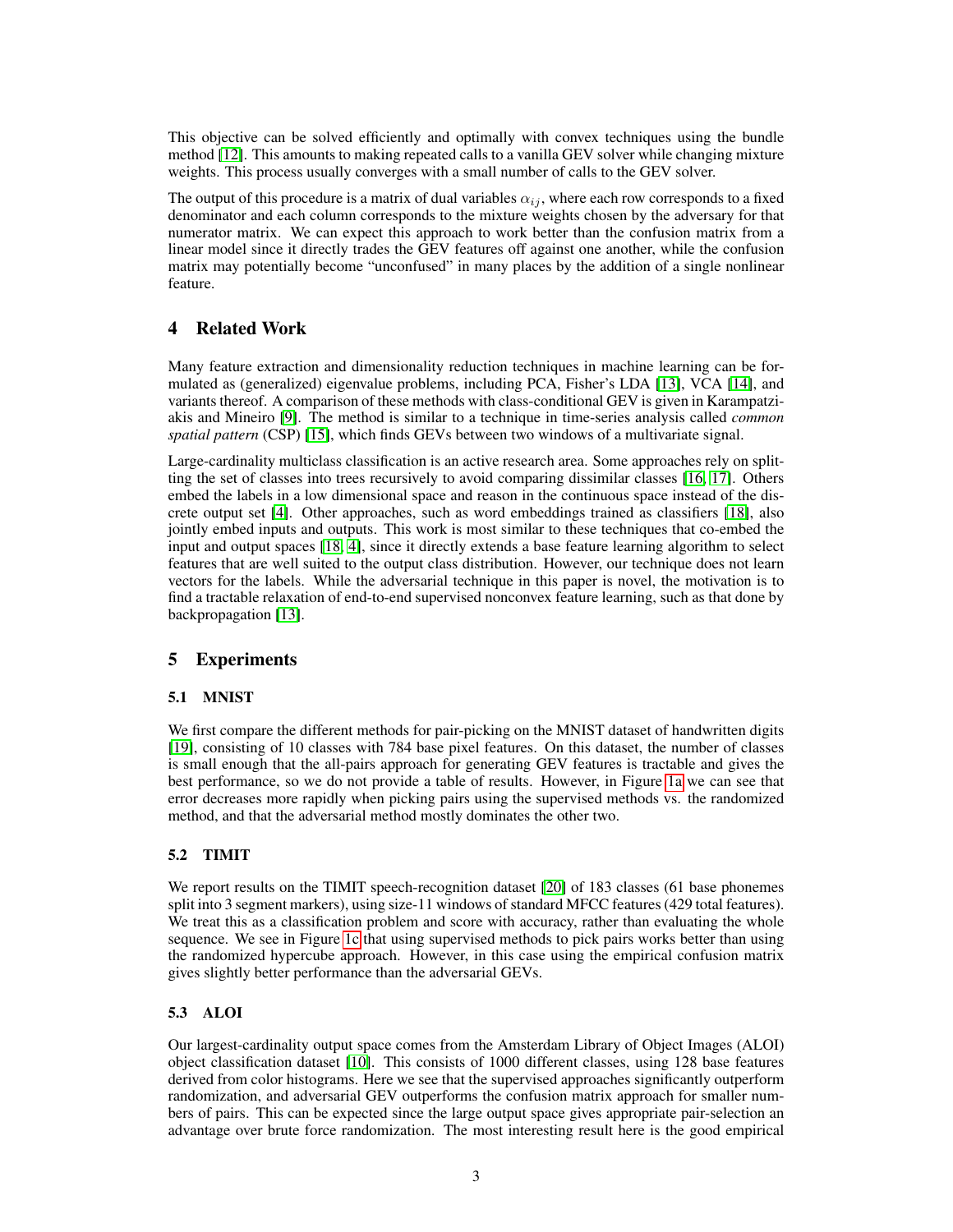This objective can be solved efficiently and optimally with convex techniques using the bundle method [12]. This amounts to making repeated calls to a vanilla GEV solver while changing mixture weights. This process usually converges with a small number of calls to the GEV solver.

The output of this procedure is a matrix of dual variables $\alpha_{ij}$, where each row corresponds to a fixed denominator and each column corresponds to the mixture weights chosen by the adversary for that numerator matrix. We can expect this approach to work better than the confusion matrix from a linear model since it directly trades the GEV features off against one another, while the confusion matrix may potentially become "unconfused" in many places by the addition of a single nonlinear feature.

## 4 Related Work

Many feature extraction and dimensionality reduction techniques in machine learning can be formulated as (generalized) eigenvalue problems, including PCA, Fisher's LDA [13], VCA [14], and variants thereof. A comparison of these methods with class-conditional GEV is given in Karampatziakis and Mineiro [9]. The method is similar to a technique in time-series analysis called *common spatial pattern* (CSP) [15], which finds GEVs between two windows of a multivariate signal.

Large-cardinality multiclass classification is an active research area. Some approaches rely on splitting the set of classes into trees recursively to avoid comparing dissimilar classes [16, 17]. Others embed the labels in a low dimensional space and reason in the continuous space instead of the discrete output set [4]. Other approaches, such as word embeddings trained as classifiers [18], also jointly embed inputs and outputs. This work is most similar to these techniques that co-embed the input and output spaces [18, 4], since it directly extends a base feature learning algorithm to select features that are well suited to the output class distribution. However, our technique does not learn vectors for the labels. While the adversarial technique in this paper is novel, the motivation is to find a tractable relaxation of end-to-end supervised nonconvex feature learning, such as that done by backpropagation [13].

## 5 Experiments

### 5.1 MNIST

We first compare the different methods for pair-picking on the MNIST dataset of handwritten digits [19], consisting of 10 classes with 784 base pixel features. On this dataset, the number of classes is small enough that the all-pairs approach for generating GEV features is tractable and gives the best performance, so we do not provide a table of results. However, in Figure 1a we can see that error decreases more rapidly when picking pairs using the supervised methods vs. the randomized method, and that the adversarial method mostly dominates the other two.

### 5.2 TIMIT

We report results on the TIMIT speech-recognition dataset [20] of 183 classes (61 base phonemes split into 3 segment markers), using size-11 windows of standard MFCC features (429 total features). We treat this as a classification problem and score with accuracy, rather than evaluating the whole sequence. We see in Figure 1c that using supervised methods to pick pairs works better than using the randomized hypercube approach. However, in this case using the empirical confusion matrix gives slightly better performance than the adversarial GEVs.

### 5.3 ALOI

Our largest-cardinality output space comes from the Amsterdam Library of Object Images (ALOI) object classification dataset [10]. This consists of 1000 different classes, using 128 base features derived from color histograms. Here we see that the supervised approaches significantly outperform randomization, and adversarial GEV outperforms the confusion matrix approach for smaller numbers of pairs. This can be expected since the large output space gives appropriate pair-selection an advantage over brute force randomization. The most interesting result here is the good empirical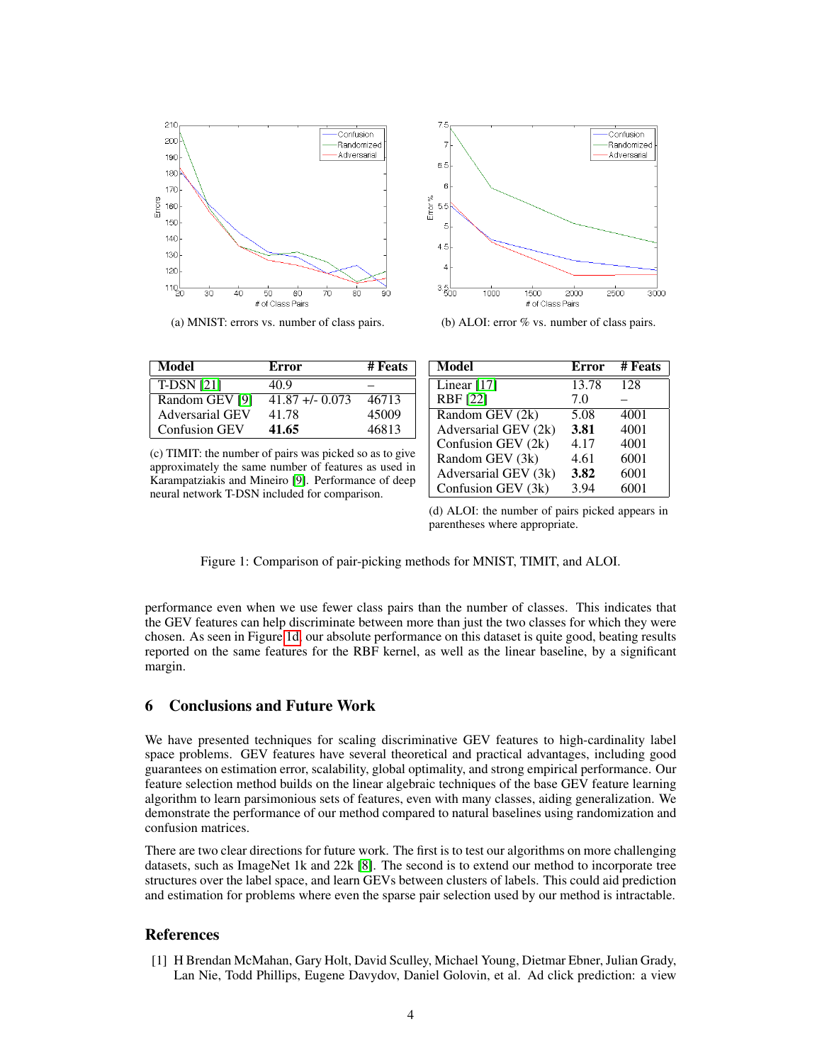210
200
190
180
170
160
150
140
130
120
110
Errors
20 30 40 50 60 70 80 90
# of Class Pairs
Confusion
Randomized
Adversarial

(a) MNIST: errors vs. number of class pairs.

7.5
7
6.5
6
5.5
5
4.5
4
3.5
Error %
500 1000 1500 2000 2500 3000
# of Class Pairs
Confusion
Randomized
Adversarial

(b) ALOI: error % vs. number of class pairs.

| Model | Error | # Feats |
|---|---|---|
| T-DSN [21] | 40.9 | – |
| Random GEV [9] | 41.87 +/- 0.073 | 46713 |
| Adversarial GEV | 41.78 | 45009 |
| Confusion GEV | **41.65** | 46813 |

(c) TIMIT: the number of pairs was picked so as to give approximately the same number of features as used in Karampatziakis and Mineiro [9]. Performance of deep neural network T-DSN included for comparison.

| Model | Error | # Feats |
|---|---|---|
| Linear [17] | 13.78 | 128 |
| RBF [22] | 7.0 | – |
| Random GEV (2k) | 5.08 | 4001 |
| Adversarial GEV (2k) | **3.81** | 4001 |
| Confusion GEV (2k) | 4.17 | 4001 |
| Random GEV (3k) | 4.61 | 6001 |
| Adversarial GEV (3k) | **3.82** | 6001 |
| Confusion GEV (3k) | 3.94 | 6001 |

(d) ALOI: the number of pairs picked appears in parentheses where appropriate.

Figure 1: Comparison of pair-picking methods for MNIST, TIMIT, and ALOI.

performance even when we use fewer class pairs than the number of classes. This indicates that the GEV features can help discriminate between more than just the two classes for which they were chosen. As seen in Figure 1d, our absolute performance on this dataset is quite good, beating results reported on the same features for the RBF kernel, as well as the linear baseline, by a significant margin.

## 6 Conclusions and Future Work

We have presented techniques for scaling discriminative GEV features to high-cardinality label space problems. GEV features have several theoretical and practical advantages, including good guarantees on estimation error, scalability, global optimality, and strong empirical performance. Our feature selection method builds on the linear algebraic techniques of the base GEV feature learning algorithm to learn parsimonious sets of features, even with many classes, aiding generalization. We demonstrate the performance of our method compared to natural baselines using randomization and confusion matrices.

There are two clear directions for future work. The first is to test our algorithms on more challenging datasets, such as ImageNet 1k and 22k [8]. The second is to extend our method to incorporate tree structures over the label space, and learn GEVs between clusters of labels. This could aid prediction and estimation for problems where even the sparse pair selection used by our method is intractable.

## References

[1] H Brendan McMahan, Gary Holt, David Sculley, Michael Young, Dietmar Ebner, Julian Grady, Lan Nie, Todd Phillips, Eugene Davydov, Daniel Golovin, et al. Ad click prediction: a view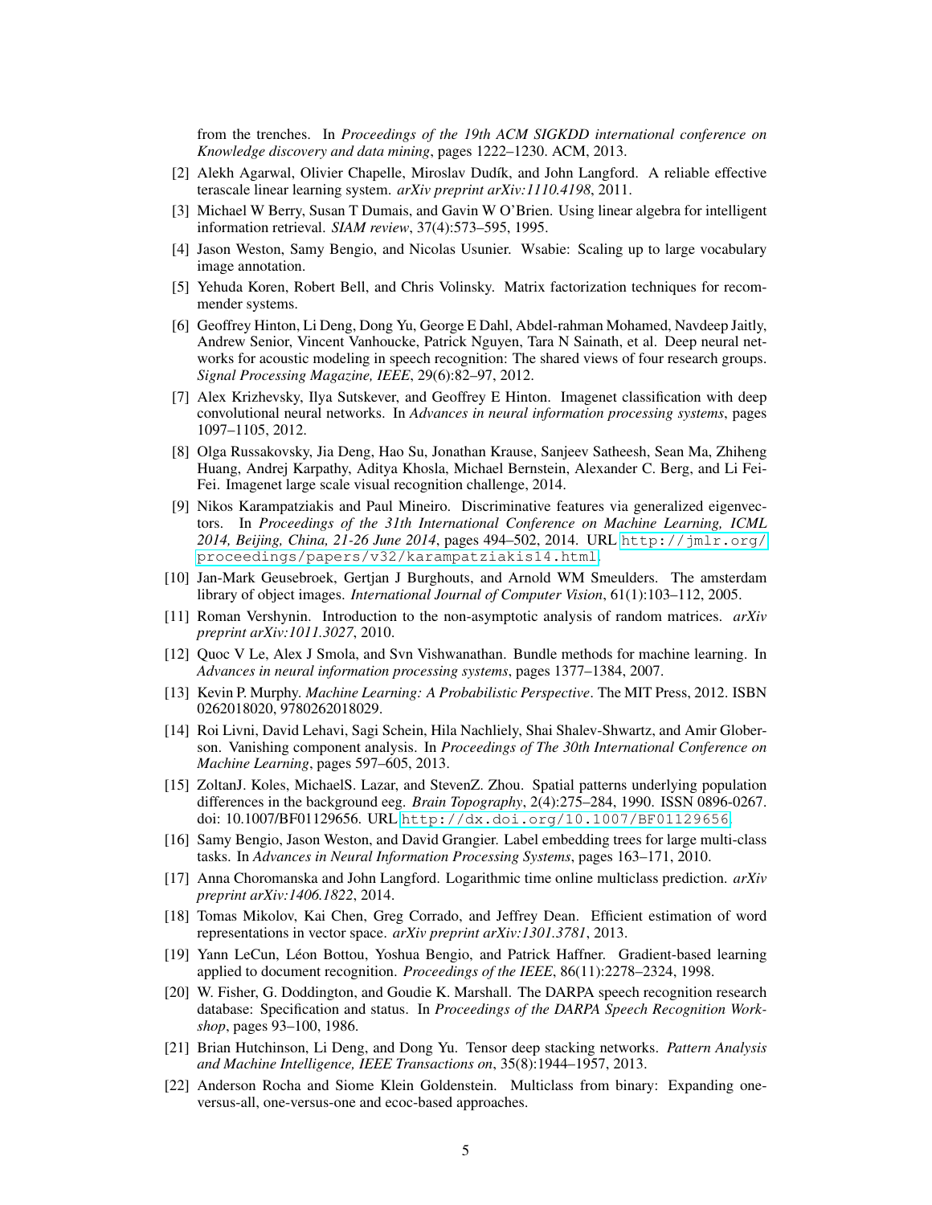from the trenches. In *Proceedings of the 19th ACM SIGKDD international conference on Knowledge discovery and data mining*, pages 1222–1230. ACM, 2013.

[2] Alekh Agarwal, Olivier Chapelle, Miroslav Dudík, and John Langford. A reliable effective terascale linear learning system. *arXiv preprint arXiv:1110.4198*, 2011.

[3] Michael W Berry, Susan T Dumais, and Gavin W O'Brien. Using linear algebra for intelligent information retrieval. *SIAM review*, 37(4):573–595, 1995.

[4] Jason Weston, Samy Bengio, and Nicolas Usunier. Wsabie: Scaling up to large vocabulary image annotation.

[5] Yehuda Koren, Robert Bell, and Chris Volinsky. Matrix factorization techniques for recommender systems.

[6] Geoffrey Hinton, Li Deng, Dong Yu, George E Dahl, Abdel-rahman Mohamed, Navdeep Jaitly, Andrew Senior, Vincent Vanhoucke, Patrick Nguyen, Tara N Sainath, et al. Deep neural networks for acoustic modeling in speech recognition: The shared views of four research groups. *Signal Processing Magazine, IEEE*, 29(6):82–97, 2012.

[7] Alex Krizhevsky, Ilya Sutskever, and Geoffrey E Hinton. Imagenet classification with deep convolutional neural networks. In *Advances in neural information processing systems*, pages 1097–1105, 2012.

[8] Olga Russakovsky, Jia Deng, Hao Su, Jonathan Krause, Sanjeev Satheesh, Sean Ma, Zhiheng Huang, Andrej Karpathy, Aditya Khosla, Michael Bernstein, Alexander C. Berg, and Li Fei-Fei. Imagenet large scale visual recognition challenge, 2014.

[9] Nikos Karampatziakis and Paul Mineiro. Discriminative features via generalized eigenvectors. In *Proceedings of the 31th International Conference on Machine Learning, ICML 2014, Beijing, China, 21-26 June 2014*, pages 494–502, 2014. URL http://jmlr.org/proceedings/papers/v32/karampatziakis14.html.

[10] Jan-Mark Geusebroek, Gertjan J Burghouts, and Arnold WM Smeulders. The amsterdam library of object images. *International Journal of Computer Vision*, 61(1):103–112, 2005.

[11] Roman Vershynin. Introduction to the non-asymptotic analysis of random matrices. *arXiv preprint arXiv:1011.3027*, 2010.

[12] Quoc V Le, Alex J Smola, and Svn Vishwanathan. Bundle methods for machine learning. In *Advances in neural information processing systems*, pages 1377–1384, 2007.

[13] Kevin P. Murphy. *Machine Learning: A Probabilistic Perspective*. The MIT Press, 2012. ISBN 0262018020, 9780262018029.

[14] Roi Livni, David Lehavi, Sagi Schein, Hila Nachliely, Shai Shalev-Shwartz, and Amir Globerson. Vanishing component analysis. In *Proceedings of The 30th International Conference on Machine Learning*, pages 597–605, 2013.

[15] ZoltanJ. Koles, MichaelS. Lazar, and StevenZ. Zhou. Spatial patterns underlying population differences in the background eeg. *Brain Topography*, 2(4):275–284, 1990. ISSN 0896-0267. doi: 10.1007/BF01129656. URL http://dx.doi.org/10.1007/BF01129656.

[16] Samy Bengio, Jason Weston, and David Grangier. Label embedding trees for large multi-class tasks. In *Advances in Neural Information Processing Systems*, pages 163–171, 2010.

[17] Anna Choromanska and John Langford. Logarithmic time online multiclass prediction. *arXiv preprint arXiv:1406.1822*, 2014.

[18] Tomas Mikolov, Kai Chen, Greg Corrado, and Jeffrey Dean. Efficient estimation of word representations in vector space. *arXiv preprint arXiv:1301.3781*, 2013.

[19] Yann LeCun, Léon Bottou, Yoshua Bengio, and Patrick Haffner. Gradient-based learning applied to document recognition. *Proceedings of the IEEE*, 86(11):2278–2324, 1998.

[20] W. Fisher, G. Doddington, and Goudie K. Marshall. The DARPA speech recognition research database: Specification and status. In *Proceedings of the DARPA Speech Recognition Workshop*, pages 93–100, 1986.

[21] Brian Hutchinson, Li Deng, and Dong Yu. Tensor deep stacking networks. *Pattern Analysis and Machine Intelligence, IEEE Transactions on*, 35(8):1944–1957, 2013.

[22] Anderson Rocha and Siome Klein Goldenstein. Multiclass from binary: Expanding one-versus-all, one-versus-one and ecoc-based approaches.